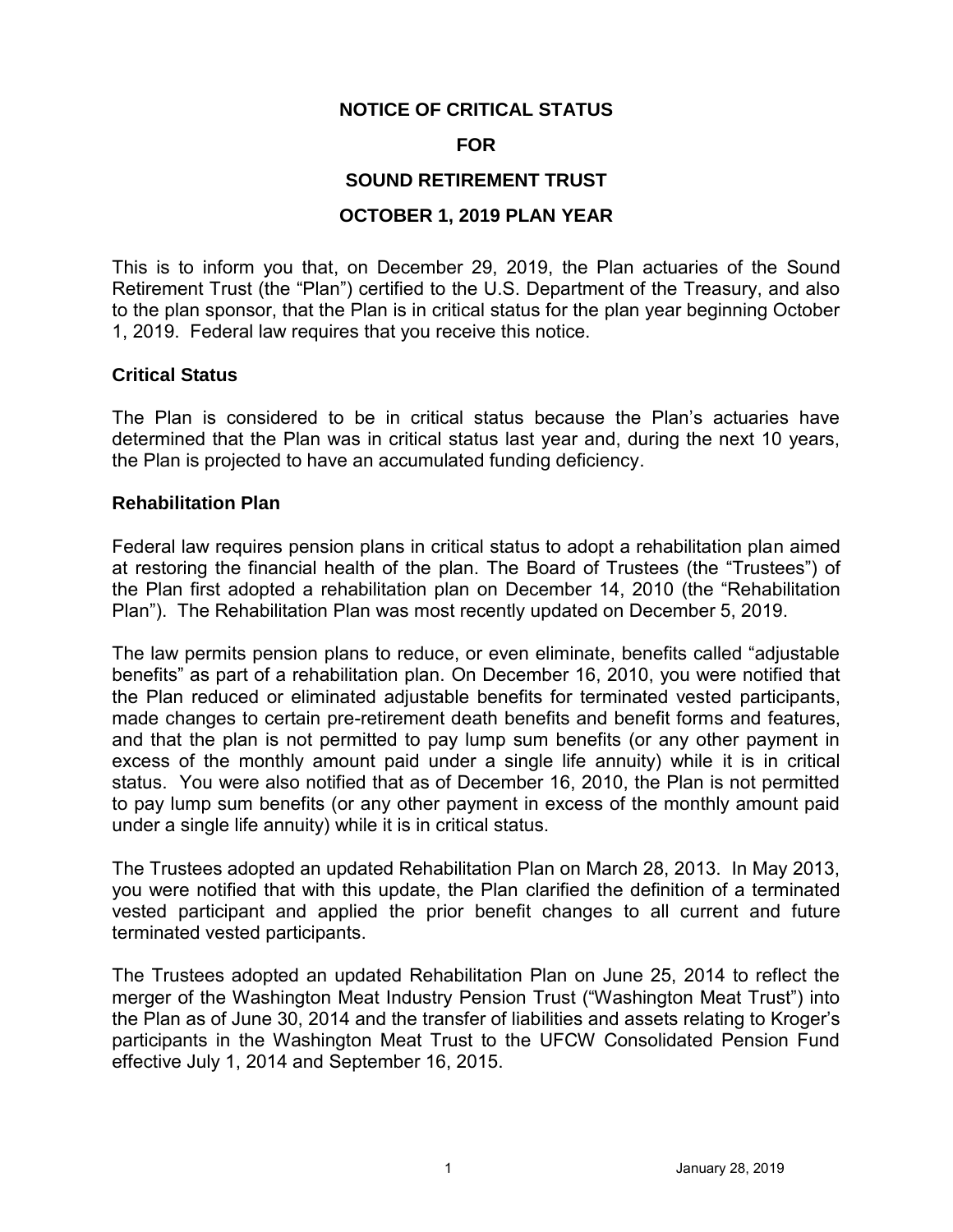# NOTICE OF CRITICAL STATUS

# FOR

# SOUND RETIREMENT TRUST

# OCTOBER 1, 2019 PLAN YEAR

This is to inform you that, on December 29, 2019, the Plan actuaries of the Sound Retirement Trust (the "Plan") certified to the U.S. Department of the Treasury, and also to the plan sponsor, that the Plan is in critical status for the plan year beginning October 1, 2019. Federal law requires that you receive this notice.

## Critical Status

The Plan is considered to be in critical status because the Plan's actuaries have determined that the Plan was in critical status last year and, during the next 10 years, the Plan is projected to have an accumulated funding deficiency.

## Rehabilitation Plan

Federal law requires pension plans in critical status to adopt a rehabilitation plan aimed at restoring the financial health of the plan. The Board of Trustees (the "Trustees") of the Plan first adopted a rehabilitation plan on December 14, 2010 (the "Rehabilitation Plan"). The Rehabilitation Plan was most recently updated on December 5, 2019.

The law permits pension plans to reduce, or even eliminate, benefits called "adjustable benefits" as part of a rehabilitation plan. On December 16, 2010, you were notified that the Plan reduced or eliminated adjustable benefits for terminated vested participants, made changes to certain pre-retirement death benefits and benefit forms and features, and that the plan is not permitted to pay lump sum benefits (or any other payment in excess of the monthly amount paid under a single life annuity) while it is in critical status. You were also notified that as of December 16, 2010, the Plan is not permitted to pay lump sum benefits (or any other payment in excess of the monthly amount paid under a single life annuity) while it is in critical status.

The Trustees adopted an updated Rehabilitation Plan on March 28, 2013. In May 2013, you were notified that with this update, the Plan clarified the definition of a terminated vested participant and applied the prior benefit changes to all current and future terminated vested participants.

The Trustees adopted an updated Rehabilitation Plan on June 25, 2014 to reflect the merger of the Washington Meat Industry Pension Trust ("Washington Meat Trust") into the Plan as of June 30, 2014 and the transfer of liabilities and assets relating to Kroger's participants in the Washington Meat Trust to the UFCW Consolidated Pension Fund effective July 1, 2014 and September 16, 2015.

January 28, 2019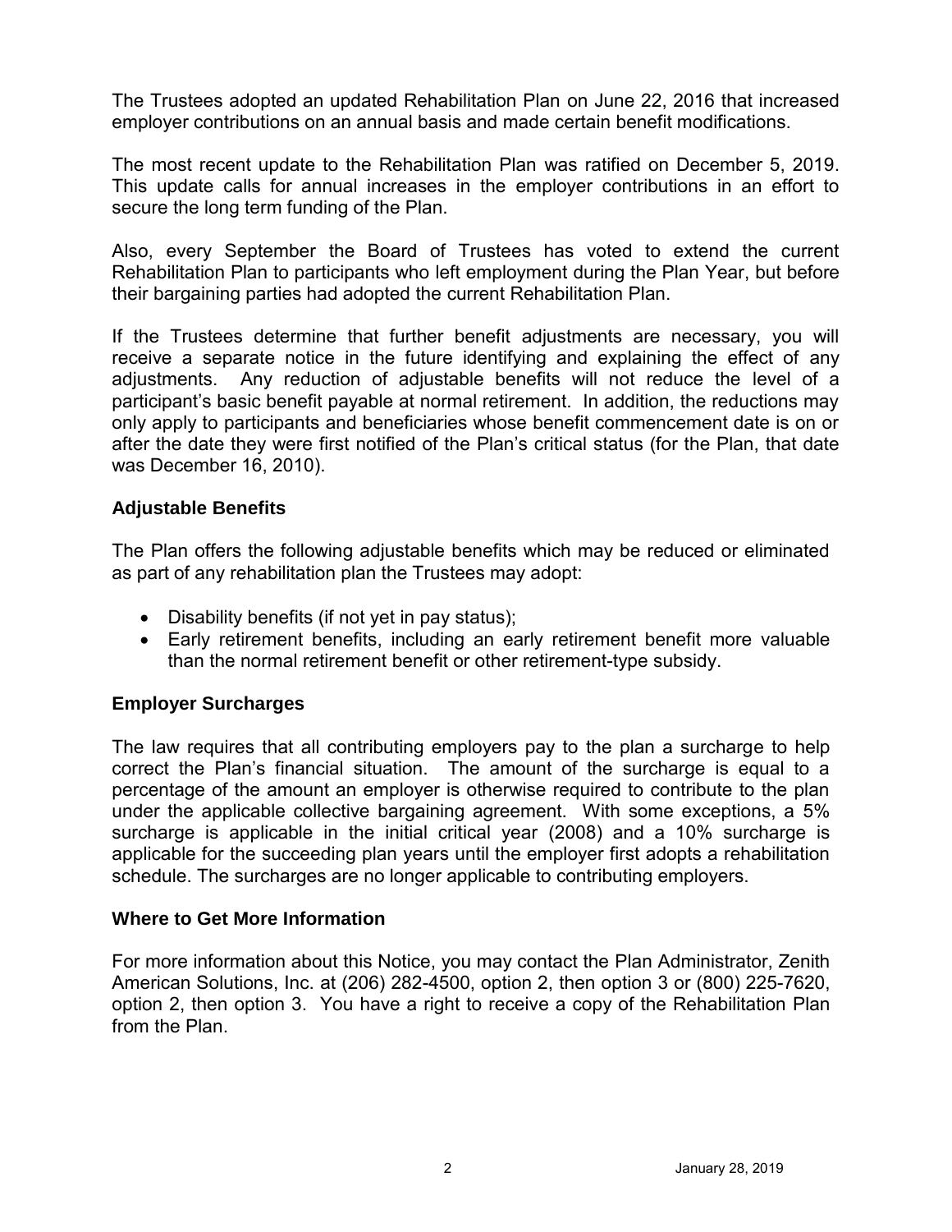The Trustees adopted an updated Rehabilitation Plan on June 22, 2016 that increased employer contributions on an annual basis and made certain benefit modifications.

The most recent update to the Rehabilitation Plan was ratified on December 5, 2019. This update calls for annual increases in the employer contributions in an effort to secure the long term funding of the Plan.

Also, every September the Board of Trustees has voted to extend the current Rehabilitation Plan to participants who left employment during the Plan Year, but before their bargaining parties had adopted the current Rehabilitation Plan.

If the Trustees determine that further benefit adjustments are necessary, you will receive a separate notice in the future identifying and explaining the effect of any adjustments. Any reduction of adjustable benefits will not reduce the level of a participant's basic benefit payable at normal retirement. In addition, the reductions may only apply to participants and beneficiaries whose benefit commencement date is on or after the date they were first notified of the Plan's critical status (for the Plan, that date was December 16, 2010).

### Adjustable Benefits

The Plan offers the following adjustable benefits which may be reduced or eliminated as part of any rehabilitation plan the Trustees may adopt:

- Disability benefits (if not yet in pay status);
- Early retirement benefits, including an early retirement benefit more valuable than the normal retirement benefit or other retirement-type subsidy.

### Employer Surcharges

The law requires that all contributing employers pay to the plan a surcharge to help correct the Plan's financial situation. The amount of the surcharge is equal to a percentage of the amount an employer is otherwise required to contribute to the plan under the applicable collective bargaining agreement. With some exceptions, a 5% surcharge is applicable in the initial critical year (2008) and a 10% surcharge is applicable for the succeeding plan years until the employer first adopts a rehabilitation schedule. The surcharges are no longer applicable to contributing employers.

### Where to Get More Information

For more information about this Notice, you may contact the Plan Administrator, Zenith American Solutions, Inc. at (206) 282-4500, option 2, then option 3 or (800) 225-7620, option 2, then option 3. You have a right to receive a copy of the Rehabilitation Plan from the Plan.

January 28, 2019